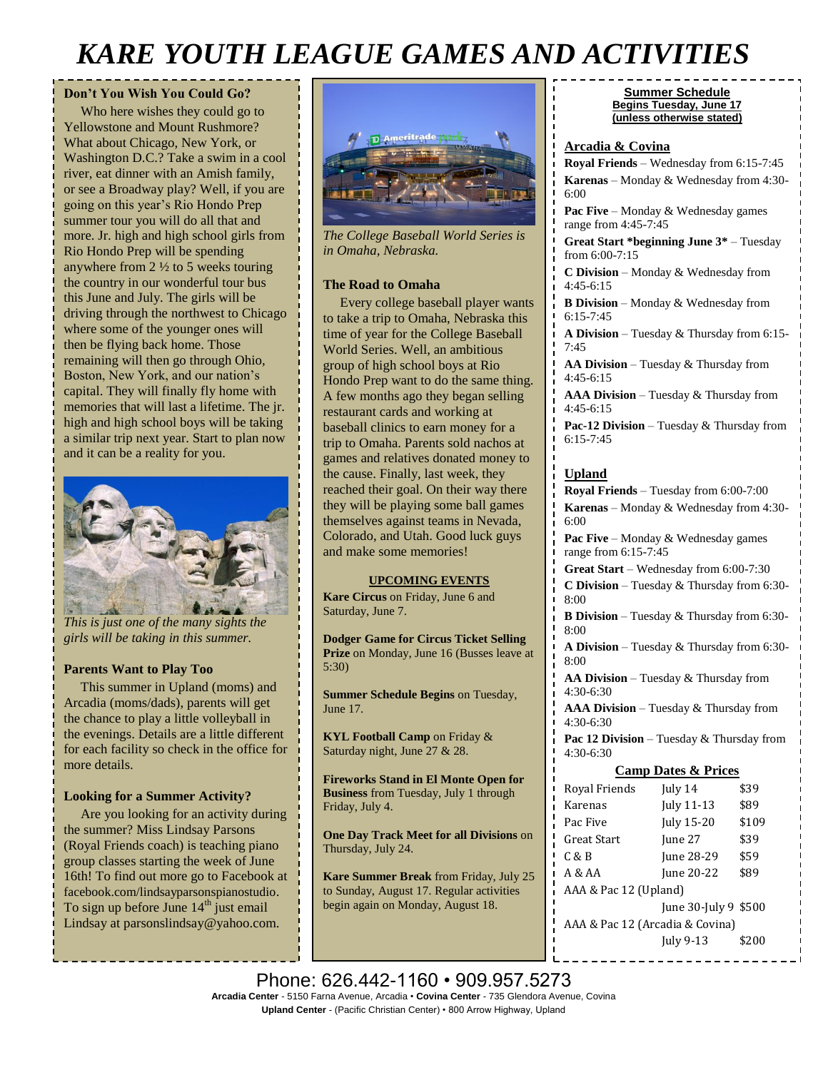# KARE YOUTH LEAGUE GAMES AND ACTIVITIES

### Don't You Wish You Could Go?

Who here wishes they could go to Yellowstone and Mount Rushmore? What about Chicago, New York, or Washington D.C.? Take a swim in a cool river, eat dinner with an Amish family, or see a Broadway play? Well, if you are going on this year's Rio Hondo Prep summer tour you will do all that and more. Jr. high and high school girls from Rio Hondo Prep will be spending anywhere from 2 ½ to 5 weeks touring the country in our wonderful tour bus this June and July. The girls will be driving through the northwest to Chicago where some of the younger ones will then be flying back home. Those remaining will then go through Ohio, Boston, New York, and our nation's capital. They will finally fly home with memories that will last a lifetime. The jr. high and high school boys will be taking a similar trip next year. Start to plan now and it can be a reality for you.

*This is just one of the many sights the girls will be taking in this summer.*

### Parents Want to Play Too

This summer in Upland (moms) and Arcadia (moms/dads), parents will get the chance to play a little volleyball in the evenings. Details are a little different for each facility so check in the office for more details.

### Looking for a Summer Activity?

Are you looking for an activity during the summer? Miss Lindsay Parsons (Royal Friends coach) is teaching piano group classes starting the week of June 16th! To find out more go to Facebook at facebook.com/lindsayparsonspianostudio. To sign up before June 14th just email Lindsay at parsonslindsay@yahoo.com.

*The College Baseball World Series is in Omaha, Nebraska.*

### The Road to Omaha

Every college baseball player wants to take a trip to Omaha, Nebraska this time of year for the College Baseball World Series. Well, an ambitious group of high school boys at Rio Hondo Prep want to do the same thing. A few months ago they began selling restaurant cards and working at baseball clinics to earn money for a trip to Omaha. Parents sold nachos at games and relatives donated money to the cause. Finally, last week, they reached their goal. On their way there they will be playing some ball games themselves against teams in Nevada, Colorado, and Utah. Good luck guys and make some memories!

### UPCOMING EVENTS

**Kare Circus** on Friday, June 6 and Saturday, June 7.

**Dodger Game for Circus Ticket Selling Prize** on Monday, June 16 (Busses leave at 5:30)

**Summer Schedule Begins** on Tuesday, June 17.

**KYL Football Camp** on Friday & Saturday night, June 27 & 28.

**Fireworks Stand in El Monte Open for Business** from Tuesday, July 1 through Friday, July 4.

**One Day Track Meet for all Divisions** on Thursday, July 24.

**Kare Summer Break** from Friday, July 25 to Sunday, August 17. Regular activities begin again on Monday, August 18.

### Summer Schedule
**Begins Tuesday, June 17 (unless otherwise stated)**

#### Arcadia & Covina

**Royal Friends** – Wednesday from 6:15-7:45

**Karenas** – Monday & Wednesday from 4:30-6:00

**Pac Five** – Monday & Wednesday games range from 4:45-7:45

**Great Start \*beginning June 3\*** – Tuesday from 6:00-7:15

**C Division** – Monday & Wednesday from 4:45-6:15

**B Division** – Monday & Wednesday from 6:15-7:45

**A Division** – Tuesday & Thursday from 6:15-7:45

**AA Division** – Tuesday & Thursday from 4:45-6:15

**AAA Division** – Tuesday & Thursday from 4:45-6:15

**Pac-12 Division** – Tuesday & Thursday from 6:15-7:45

#### Upland

**Royal Friends** – Tuesday from 6:00-7:00

**Karenas** – Monday & Wednesday from 4:30-6:00

**Pac Five** – Monday & Wednesday games range from 6:15-7:45

**Great Start** – Wednesday from 6:00-7:30

**C Division** – Tuesday & Thursday from 6:30-8:00

**B Division** – Tuesday & Thursday from 6:30-8:00

**A Division** – Tuesday & Thursday from 6:30-8:00

**AA Division** – Tuesday & Thursday from 4:30-6:30

**AAA Division** – Tuesday & Thursday from 4:30-6:30

**Pac 12 Division** – Tuesday & Thursday from 4:30-6:30

#### Camp Dates & Prices

| Camp | Dates | Price |
|---|---|---|
| Royal Friends | July 14 | $39 |
| Karenas | July 11-13 | $89 |
| Pac Five | July 15-20 | $109 |
| Great Start | June 27 | $39 |
| C & B | June 28-29 | $59 |
| A & AA | June 20-22 | $89 |
| AAA & Pac 12 (Upland) | June 30-July 9 | $500 |
| AAA & Pac 12 (Arcadia & Covina) | July 9-13 | $200 |

Phone: 626.442-1160 • 909.957.5273

**Arcadia Center** - 5150 Farna Avenue, Arcadia • **Covina Center** - 735 Glendora Avenue, Covina

**Upland Center** - (Pacific Christian Center) • 800 Arrow Highway, Upland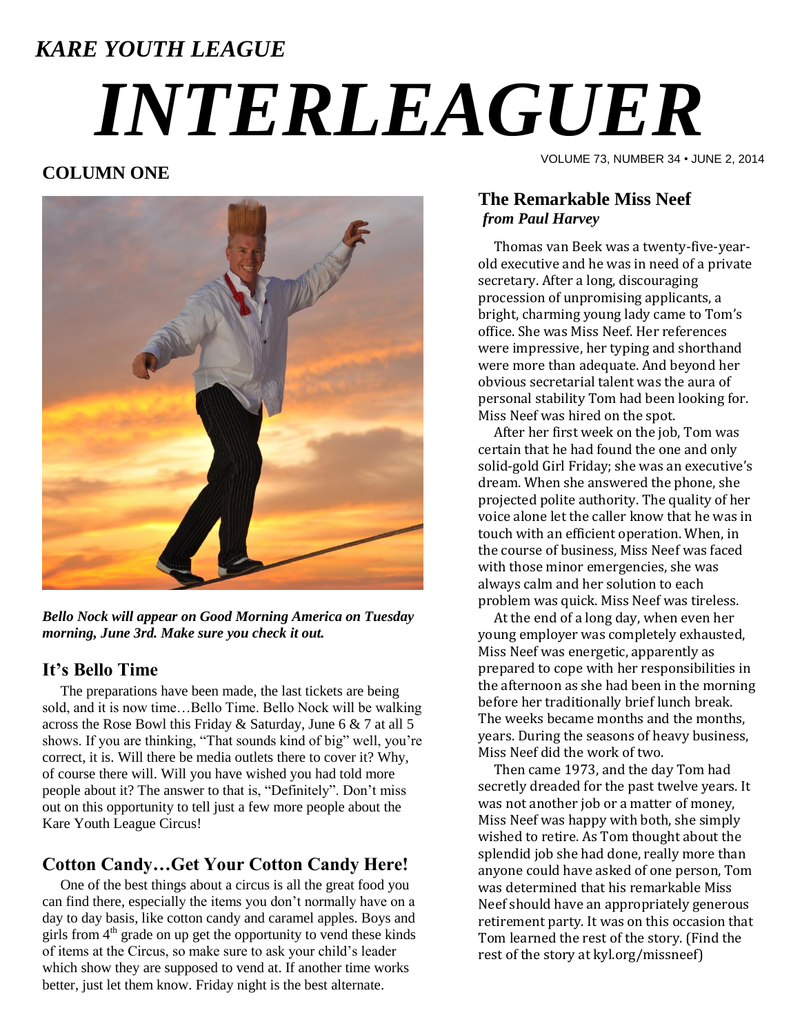*KARE YOUTH LEAGUE*

# *INTERLEAGUER*

VOLUME 73, NUMBER 34 • JUNE 2, 2014

## COLUMN ONE

***Bello Nock will appear on Good Morning America on Tuesday morning, June 3rd. Make sure you check it out.***

### It's Bello Time

The preparations have been made, the last tickets are being sold, and it is now time…Bello Time. Bello Nock will be walking across the Rose Bowl this Friday & Saturday, June 6 & 7 at all 5 shows. If you are thinking, "That sounds kind of big" well, you're correct, it is. Will there be media outlets there to cover it? Why, of course there will. Will you have wished you had told more people about it? The answer to that is, "Definitely". Don't miss out on this opportunity to tell just a few more people about the Kare Youth League Circus!

### Cotton Candy…Get Your Cotton Candy Here!

One of the best things about a circus is all the great food you can find there, especially the items you don't normally have on a day to day basis, like cotton candy and caramel apples. Boys and girls from 4th grade on up get the opportunity to vend these kinds of items at the Circus, so make sure to ask your child's leader which show they are supposed to vend at. If another time works better, just let them know. Friday night is the best alternate.

### The Remarkable Miss Neef
***from Paul Harvey***

Thomas van Beek was a twenty-five-year-old executive and he was in need of a private secretary. After a long, discouraging procession of unpromising applicants, a bright, charming young lady came to Tom's office. She was Miss Neef. Her references were impressive, her typing and shorthand were more than adequate. And beyond her obvious secretarial talent was the aura of personal stability Tom had been looking for. Miss Neef was hired on the spot.

After her first week on the job, Tom was certain that he had found the one and only solid-gold Girl Friday; she was an executive's dream. When she answered the phone, she projected polite authority. The quality of her voice alone let the caller know that he was in touch with an efficient operation. When, in the course of business, Miss Neef was faced with those minor emergencies, she was always calm and her solution to each problem was quick. Miss Neef was tireless.

At the end of a long day, when even her young employer was completely exhausted, Miss Neef was energetic, apparently as prepared to cope with her responsibilities in the afternoon as she had been in the morning before her traditionally brief lunch break. The weeks became months and the months, years. During the seasons of heavy business, Miss Neef did the work of two.

Then came 1973, and the day Tom had secretly dreaded for the past twelve years. It was not another job or a matter of money, Miss Neef was happy with both, she simply wished to retire. As Tom thought about the splendid job she had done, really more than anyone could have asked of one person, Tom was determined that his remarkable Miss Neef should have an appropriately generous retirement party. It was on this occasion that Tom learned the rest of the story. (Find the rest of the story at kyl.org/missneef)